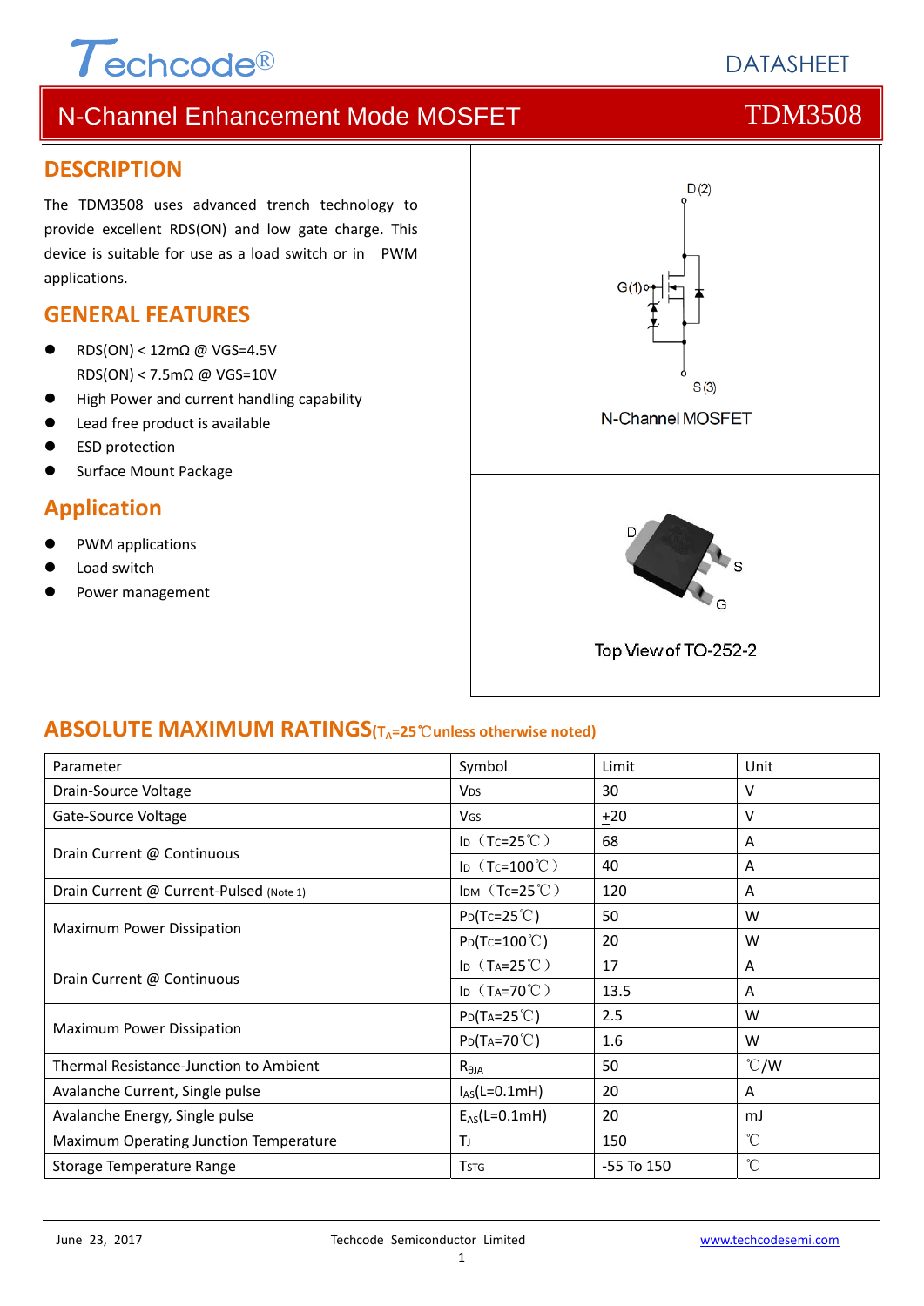Techcode®

DATASHEET

# N-Channel Enhancement Mode MOSFET TDM3508

## DESCRIPTION

The TDM3508 uses advanced trench technology to provide excellent RDS(ON) and low gate charge. This device is suitable for use as a load switch or in PWM applications.

## GENERAL FEATURES

- RDS(ON) < 12mΩ @ VGS=4.5V
  RDS(ON) < 7.5mΩ @ VGS=10V
- High Power and current handling capability
- Lead free product is available
- ESD protection
- Surface Mount Package

## Application

- PWM applications
- Load switch
- Power management

D(2)

G(1)

S(3)

N-Channel MOSFET

D

S

G

Top View of TO-252-2

## ABSOLUTE MAXIMUM RATINGS($T_A$=25℃unless otherwise noted)

| Parameter | Symbol | Limit | Unit |
|---|---|---|---|
| Drain-Source Voltage | $V_{DS}$ | 30 | V |
| Gate-Source Voltage | $V_{GS}$ | ±20 | V |
| Drain Current @ Continuous | $I_D$（$T_C$=25℃） | 68 | A |
| | $I_D$（$T_C$=100℃） | 40 | A |
| Drain Current @ Current-Pulsed (Note 1) | $I_{DM}$（$T_C$=25℃） | 120 | A |
| Maximum Power Dissipation | $P_D$($T_C$=25℃) | 50 | W |
| | $P_D$($T_C$=100℃) | 20 | W |
| Drain Current @ Continuous | $I_D$（$T_A$=25℃） | 17 | A |
| | $I_D$（$T_A$=70℃） | 13.5 | A |
| Maximum Power Dissipation | $P_D$($T_A$=25℃) | 2.5 | W |
| | $P_D$($T_A$=70℃) | 1.6 | W |
| Thermal Resistance-Junction to Ambient | $R_{\theta JA}$ | 50 | ℃/W |
| Avalanche Current, Single pulse | $I_{AS}$(L=0.1mH) | 20 | A |
| Avalanche Energy, Single pulse | $E_{AS}$(L=0.1mH) | 20 | mJ |
| Maximum Operating Junction Temperature | $T_J$ | 150 | ℃ |
| Storage Temperature Range | $T_{STG}$ | -55 To 150 | ℃ |

June 23, 2017 Techcode Semiconductor Limited www.techcodesemi.com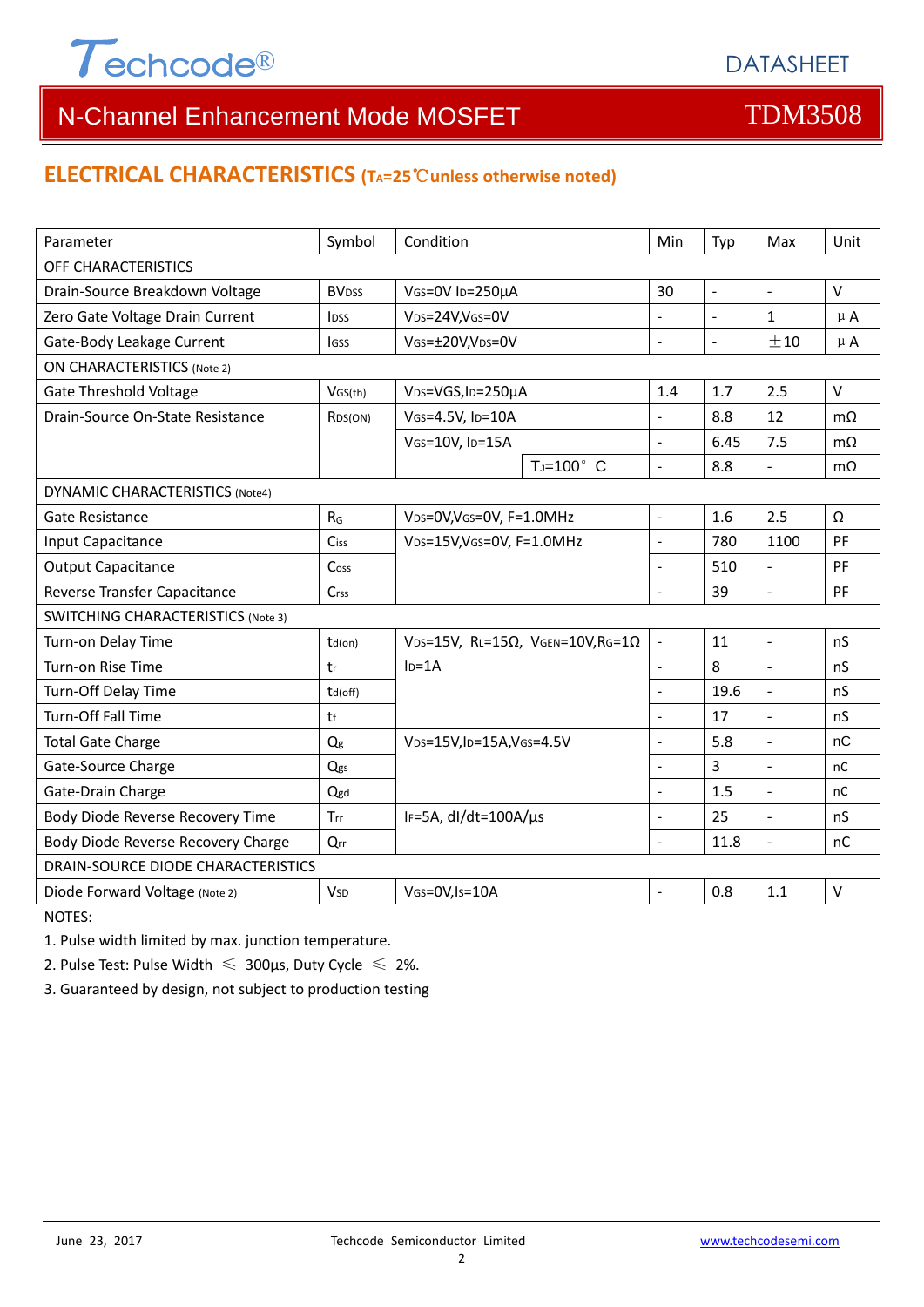# N-Channel Enhancement Mode MOSFET — TDM3508

## ELECTRICAL CHARACTERISTICS ($T_A$=25℃unless otherwise noted)

| Parameter | Symbol | Condition | | Min | Typ | Max | Unit |
|---|---|---|---|---|---|---|---|
| OFF CHARACTERISTICS | | | | | | | |
| Drain-Source Breakdown Voltage | $BV_{DSS}$ | $V_{GS}$=0V $I_D$=250μA | | 30 | - | - | V |
| Zero Gate Voltage Drain Current | $I_{DSS}$ | $V_{DS}$=24V,$V_{GS}$=0V | | - | - | 1 | μA |
| Gate-Body Leakage Current | $I_{GSS}$ | $V_{GS}$=±20V,$V_{DS}$=0V | | - | - | ±10 | μA |
| ON CHARACTERISTICS (Note 2) | | | | | | | |
| Gate Threshold Voltage | $V_{GS(th)}$ | $V_{DS}$=VGS,$I_D$=250μA | | 1.4 | 1.7 | 2.5 | V |
| Drain-Source On-State Resistance | $R_{DS(ON)}$ | $V_{GS}$=4.5V, $I_D$=10A | | - | 8.8 | 12 | mΩ |
| | | $V_{GS}$=10V, $I_D$=15A | | - | 6.45 | 7.5 | mΩ |
| | | | $T_J$=100° C | - | 8.8 | - | mΩ |
| DYNAMIC CHARACTERISTICS (Note4) | | | | | | | |
| Gate Resistance | $R_G$ | $V_{DS}$=0V,$V_{GS}$=0V, F=1.0MHz | | - | 1.6 | 2.5 | Ω |
| Input Capacitance | $C_{iss}$ | $V_{DS}$=15V,$V_{GS}$=0V, F=1.0MHz | | - | 780 | 1100 | PF |
| Output Capacitance | $C_{oss}$ | | | - | 510 | - | PF |
| Reverse Transfer Capacitance | $C_{rss}$ | | | - | 39 | - | PF |
| SWITCHING CHARACTERISTICS (Note 3) | | | | | | | |
| Turn-on Delay Time | $t_{d(on)}$ | $V_{DS}$=15V, $R_L$=15Ω, $V_{GEN}$=10V,$R_G$=1Ω $I_D$=1A | | - | 11 | - | nS |
| Turn-on Rise Time | $t_r$ | | | - | 8 | - | nS |
| Turn-Off Delay Time | $t_{d(off)}$ | | | - | 19.6 | - | nS |
| Turn-Off Fall Time | $t_f$ | | | - | 17 | - | nS |
| Total Gate Charge | $Q_g$ | $V_{DS}$=15V,$I_D$=15A,$V_{GS}$=4.5V | | - | 5.8 | - | nC |
| Gate-Source Charge | $Q_{gs}$ | | | - | 3 | - | nC |
| Gate-Drain Charge | $Q_{gd}$ | | | - | 1.5 | - | nC |
| Body Diode Reverse Recovery Time | $T_{rr}$ | $I_F$=5A, dI/dt=100A/μs | | - | 25 | - | nS |
| Body Diode Reverse Recovery Charge | $Q_{rr}$ | | | - | 11.8 | - | nC |
| DRAIN-SOURCE DIODE CHARACTERISTICS | | | | | | | |
| Diode Forward Voltage (Note 2) | $V_{SD}$ | $V_{GS}$=0V,$I_S$=10A | | - | 0.8 | 1.1 | V |

NOTES:

1. Pulse width limited by max. junction temperature.
2. Pulse Test: Pulse Width ≤ 300μs, Duty Cycle ≤ 2%.
3. Guaranteed by design, not subject to production testing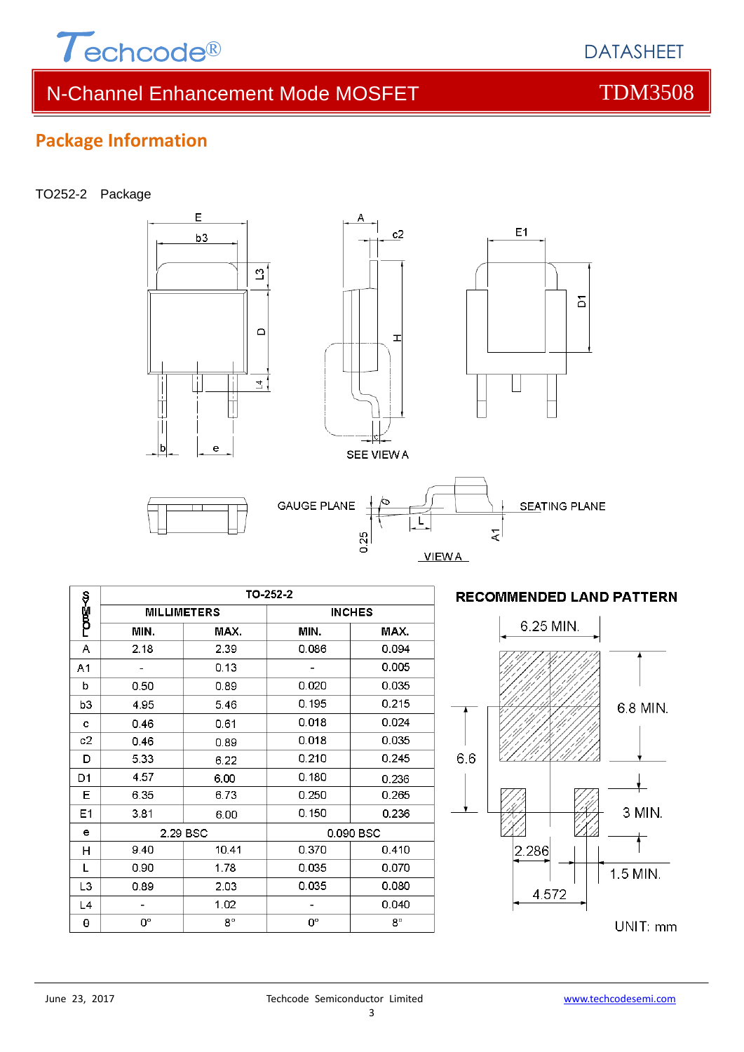## Package Information

TO252-2 Package

| SYMBOL | TO-252-2 | | | |
|---|---|---|---|---|
| | MILLIMETERS | | INCHES | |
| | MIN. | MAX. | MIN. | MAX. |
| A | 2.18 | 2.39 | 0.086 | 0.094 |
| A1 | - | 0.13 | - | 0.005 |
| b | 0.50 | 0.89 | 0.020 | 0.035 |
| b3 | 4.95 | 5.46 | 0.195 | 0.215 |
| c | 0.46 | 0.61 | 0.018 | 0.024 |
| c2 | 0.46 | 0.89 | 0.018 | 0.035 |
| D | 5.33 | 6.22 | 0.210 | 0.245 |
| D1 | 4.57 | 6.00 | 0.180 | 0.236 |
| E | 6.35 | 6.73 | 0.250 | 0.265 |
| E1 | 3.81 | 6.00 | 0.150 | 0.236 |
| e | 2.29 BSC | | 0.090 BSC | |
| H | 9.40 | 10.41 | 0.370 | 0.410 |
| L | 0.90 | 1.78 | 0.035 | 0.070 |
| L3 | 0.89 | 2.03 | 0.035 | 0.080 |
| L4 | - | 1.02 | - | 0.040 |
| θ | 0° | 8° | 0° | 8° |

**RECOMMENDED LAND PATTERN**

UNIT: mm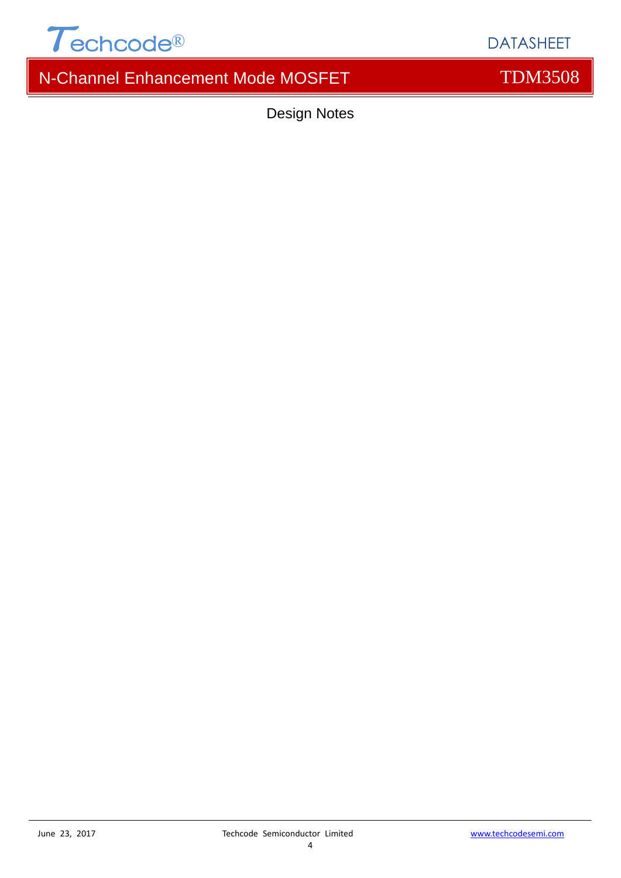Design Notes